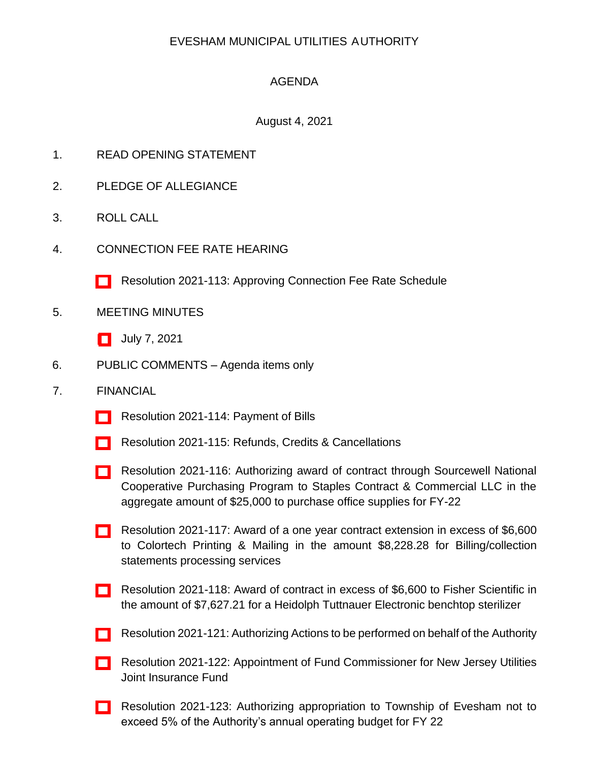# EVESHAM MUNICIPAL UTILITIES AUTHORITY

## AGENDA

August 4, 2021

1. READ OPENING STATEMENT

2. PLEDGE OF ALLEGIANCE

3. ROLL CALL

4. CONNECTION FEE RATE HEARING

   - Resolution 2021-113: Approving Connection Fee Rate Schedule

5. MEETING MINUTES

   - July 7, 2021

6. PUBLIC COMMENTS – Agenda items only

7. FINANCIAL

   - Resolution 2021-114: Payment of Bills
   - Resolution 2021-115: Refunds, Credits & Cancellations
   - Resolution 2021-116: Authorizing award of contract through Sourcewell National Cooperative Purchasing Program to Staples Contract & Commercial LLC in the aggregate amount of $25,000 to purchase office supplies for FY-22
   - Resolution 2021-117: Award of a one year contract extension in excess of $6,600 to Colortech Printing & Mailing in the amount $8,228.28 for Billing/collection statements processing services
   - Resolution 2021-118: Award of contract in excess of $6,600 to Fisher Scientific in the amount of $7,627.21 for a Heidolph Tuttnauer Electronic benchtop sterilizer
   - Resolution 2021-121: Authorizing Actions to be performed on behalf of the Authority
   - Resolution 2021-122: Appointment of Fund Commissioner for New Jersey Utilities Joint Insurance Fund
   - Resolution 2021-123: Authorizing appropriation to Township of Evesham not to exceed 5% of the Authority's annual operating budget for FY 22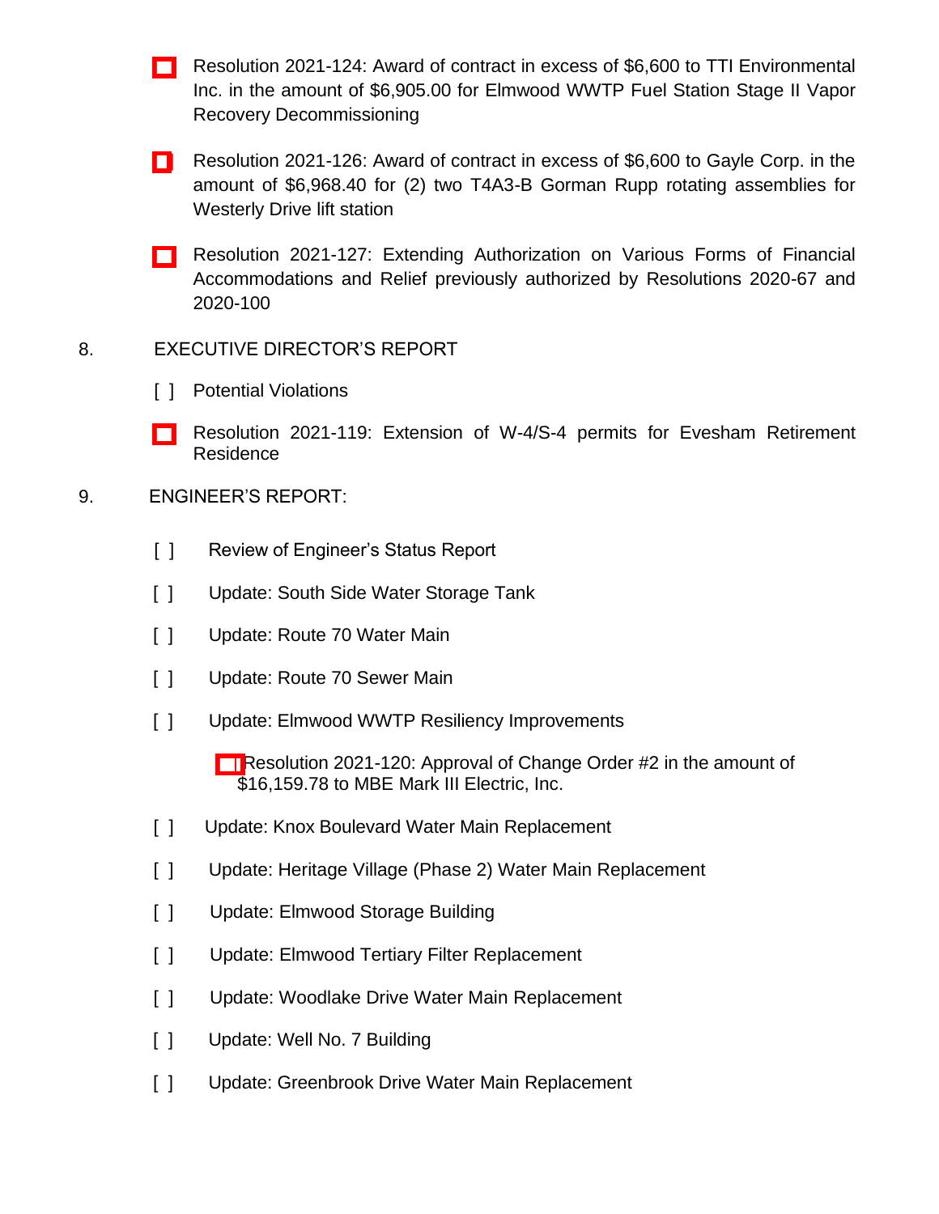- [ ] Resolution 2021-124: Award of contract in excess of $6,600 to TTI Environmental Inc. in the amount of $6,905.00 for Elmwood WWTP Fuel Station Stage II Vapor Recovery Decommissioning

- [ ] Resolution 2021-126: Award of contract in excess of $6,600 to Gayle Corp. in the amount of $6,968.40 for (2) two T4A3-B Gorman Rupp rotating assemblies for Westerly Drive lift station

- [ ] Resolution 2021-127: Extending Authorization on Various Forms of Financial Accommodations and Relief previously authorized by Resolutions 2020-67 and 2020-100

8. EXECUTIVE DIRECTOR'S REPORT

   [ ] Potential Violations

   - [ ] Resolution 2021-119: Extension of W-4/S-4 permits for Evesham Retirement Residence

9. ENGINEER'S REPORT:

   [ ] Review of Engineer's Status Report

   [ ] Update: South Side Water Storage Tank

   [ ] Update: Route 70 Water Main

   [ ] Update: Route 70 Sewer Main

   [ ] Update: Elmwood WWTP Resiliency Improvements

   - [ ] Resolution 2021-120: Approval of Change Order #2 in the amount of $16,159.78 to MBE Mark III Electric, Inc.

   [ ] Update: Knox Boulevard Water Main Replacement

   [ ] Update: Heritage Village (Phase 2) Water Main Replacement

   [ ] Update: Elmwood Storage Building

   [ ] Update: Elmwood Tertiary Filter Replacement

   [ ] Update: Woodlake Drive Water Main Replacement

   [ ] Update: Well No. 7 Building

   [ ] Update: Greenbrook Drive Water Main Replacement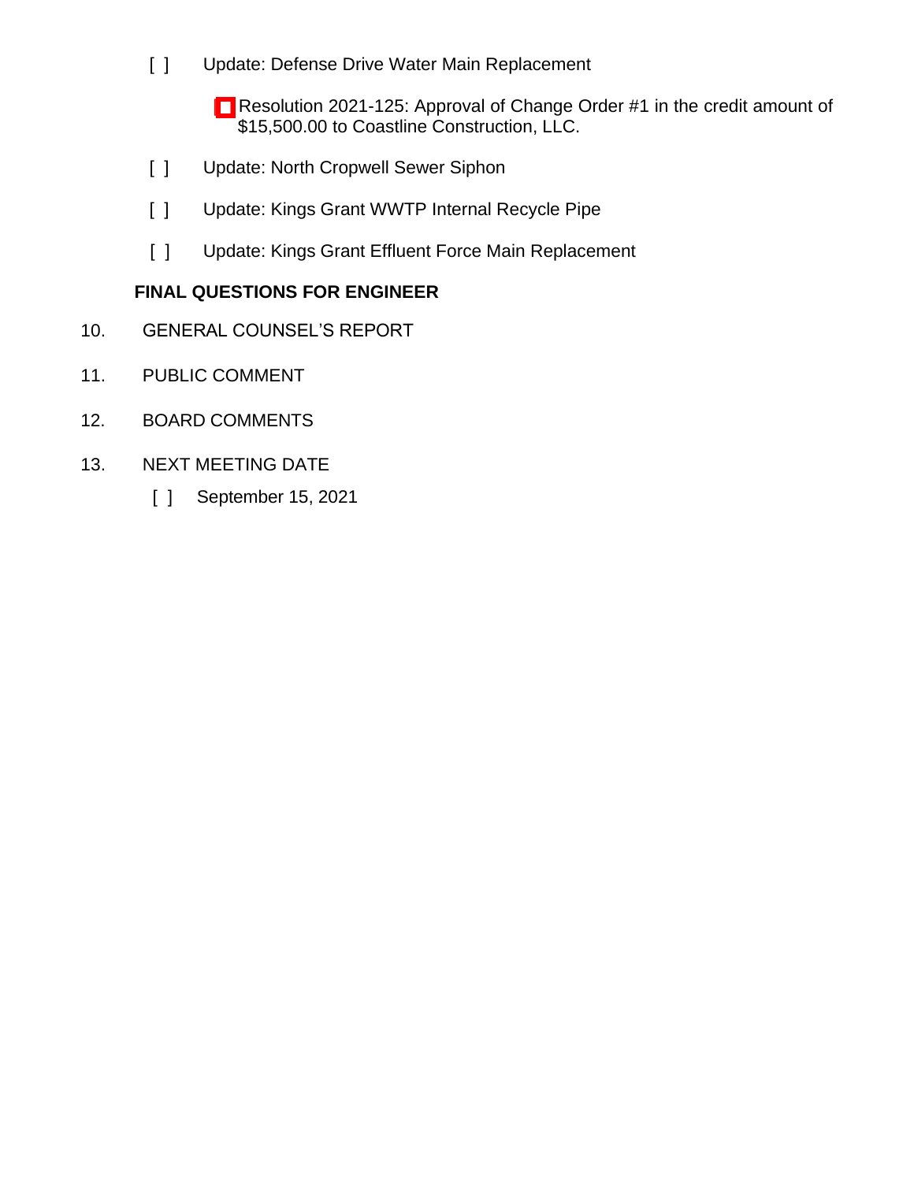[ ] Update: Defense Drive Water Main Replacement

- [ ] Resolution 2021-125: Approval of Change Order #1 in the credit amount of $15,500.00 to Coastline Construction, LLC.

[ ] Update: North Cropwell Sewer Siphon

[ ] Update: Kings Grant WWTP Internal Recycle Pipe

[ ] Update: Kings Grant Effluent Force Main Replacement

**FINAL QUESTIONS FOR ENGINEER**

10. GENERAL COUNSEL'S REPORT

11. PUBLIC COMMENT

12. BOARD COMMENTS

13. NEXT MEETING DATE

    [ ] September 15, 2021